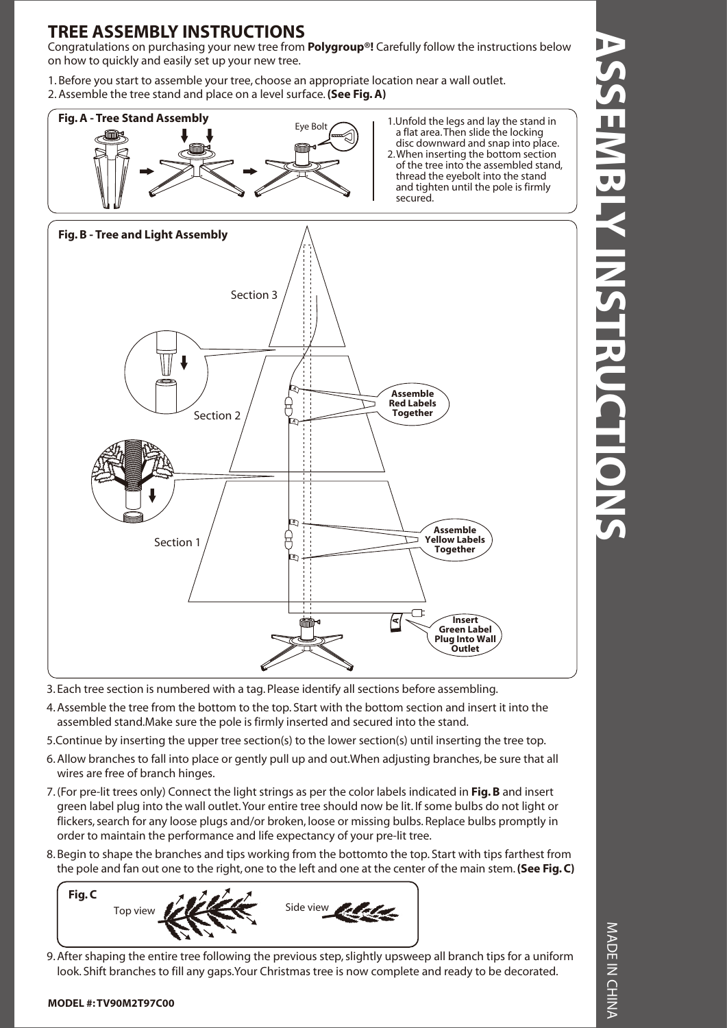# ASSEMBLY INSTRUCTIONS

## TREE ASSEMBLY INSTRUCTIONS

Congratulations on purchasing your new tree from **Polygroup®!** Carefully follow the instructions below on how to quickly and easily set up your new tree.

1. Before you start to assemble your tree, choose an appropriate location near a wall outlet.
2. Assemble the tree stand and place on a level surface. **(See Fig. A)**

**Fig. A - Tree Stand Assembly**

Eye Bolt

1. Unfold the legs and lay the stand in a flat area. Then slide the locking disc downward and snap into place.
2. When inserting the bottom section of the tree into the assembled stand, thread the eyebolt into the stand and tighten until the pole is firmly secured.

**Fig. B - Tree and Light Assembly**

Section 3

Section 2

Section 1

**Assemble Red Labels Together**

**Assemble Yellow Labels Together**

**Insert Green Label Plug Into Wall Outlet**

3. Each tree section is numbered with a tag. Please identify all sections before assembling.
4. Assemble the tree from the bottom to the top. Start with the bottom section and insert it into the assembled stand.Make sure the pole is firmly inserted and secured into the stand.
5. Continue by inserting the upper tree section(s) to the lower section(s) until inserting the tree top.
6. Allow branches to fall into place or gently pull up and out.When adjusting branches, be sure that all wires are free of branch hinges.
7. (For pre-lit trees only) Connect the light strings as per the color labels indicated in **Fig. B** and insert green label plug into the wall outlet. Your entire tree should now be lit. If some bulbs do not light or flickers, search for any loose plugs and/or broken, loose or missing bulbs. Replace bulbs promptly in order to maintain the performance and life expectancy of your pre-lit tree.
8. Begin to shape the branches and tips working from the bottomto the top. Start with tips farthest from the pole and fan out one to the right, one to the left and one at the center of the main stem. **(See Fig. C)**

**Fig. C**

Top view

Side view

9. After shaping the entire tree following the previous step, slightly upsweep all branch tips for a uniform look. Shift branches to fill any gaps.Your Christmas tree is now complete and ready to be decorated.

**MODEL #: TV90M2T97C00**

MADE IN CHINA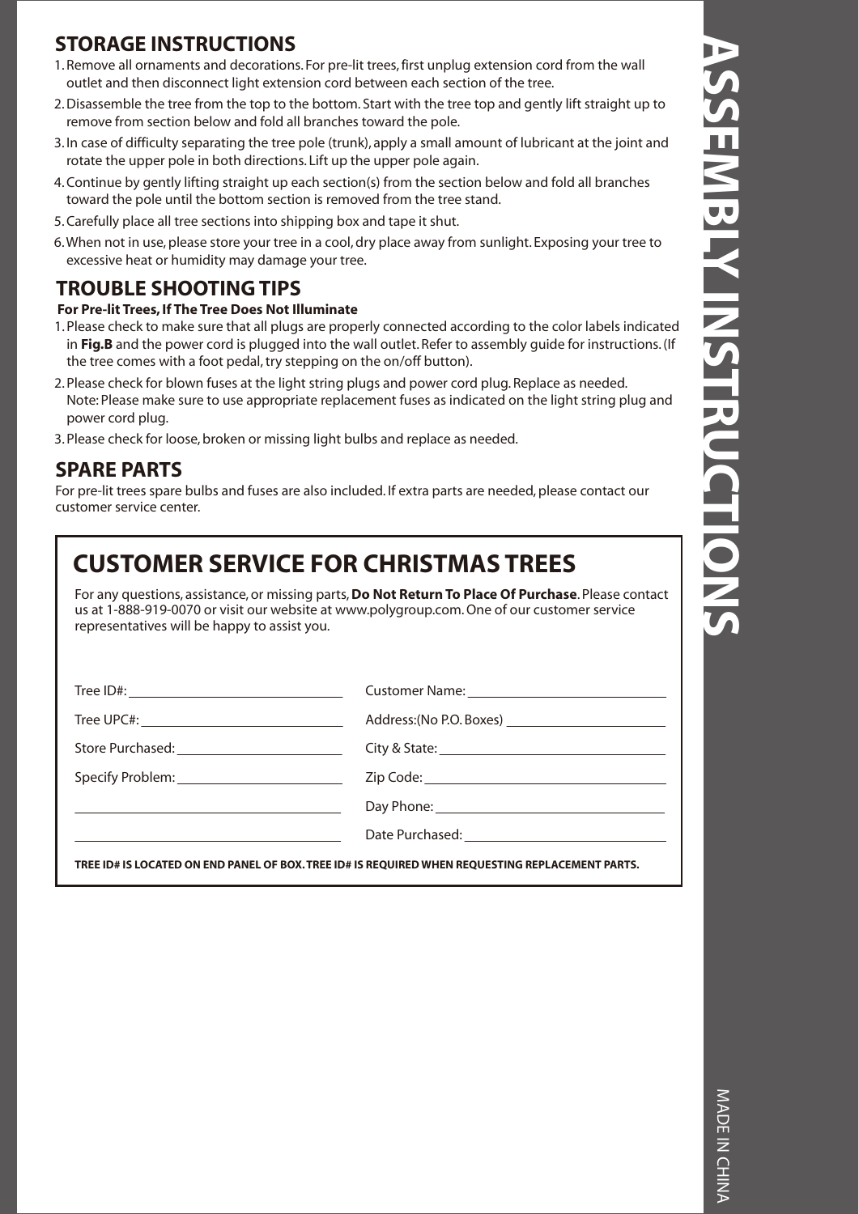## STORAGE INSTRUCTIONS

1. Remove all ornaments and decorations. For pre-lit trees, first unplug extension cord from the wall outlet and then disconnect light extension cord between each section of the tree.
2. Disassemble the tree from the top to the bottom. Start with the tree top and gently lift straight up to remove from section below and fold all branches toward the pole.
3. In case of difficulty separating the tree pole (trunk), apply a small amount of lubricant at the joint and rotate the upper pole in both directions. Lift up the upper pole again.
4. Continue by gently lifting straight up each section(s) from the section below and fold all branches toward the pole until the bottom section is removed from the tree stand.
5. Carefully place all tree sections into shipping box and tape it shut.
6. When not in use, please store your tree in a cool, dry place away from sunlight. Exposing your tree to excessive heat or humidity may damage your tree.

## TROUBLE SHOOTING TIPS

**For Pre-lit Trees, If The Tree Does Not Illuminate**

1. Please check to make sure that all plugs are properly connected according to the color labels indicated in **Fig.B** and the power cord is plugged into the wall outlet. Refer to assembly guide for instructions. (If the tree comes with a foot pedal, try stepping on the on/off button).
2. Please check for blown fuses at the light string plugs and power cord plug. Replace as needed.
   Note: Please make sure to use appropriate replacement fuses as indicated on the light string plug and power cord plug.
3. Please check for loose, broken or missing light bulbs and replace as needed.

## SPARE PARTS

For pre-lit trees spare bulbs and fuses are also included. If extra parts are needed, please contact our customer service center.

## CUSTOMER SERVICE FOR CHRISTMAS TREES

For any questions, assistance, or missing parts, **Do Not Return To Place Of Purchase**. Please contact us at 1-888-919-0070 or visit our website at www.polygroup.com. One of our customer service representatives will be happy to assist you.

Tree ID#: ______________________

Tree UPC#: ______________________

Store Purchased: ______________________

Specify Problem: ______________________

______________________

______________________

Customer Name: ______________________

Address:(No P.O. Boxes) ______________________

City & State: ______________________

Zip Code: ______________________

Day Phone: ______________________

Date Purchased: ______________________

**TREE ID# IS LOCATED ON END PANEL OF BOX. TREE ID# IS REQUIRED WHEN REQUESTING REPLACEMENT PARTS.**

# ASSEMBLY INSTRUCTIONS

MADE IN CHINA